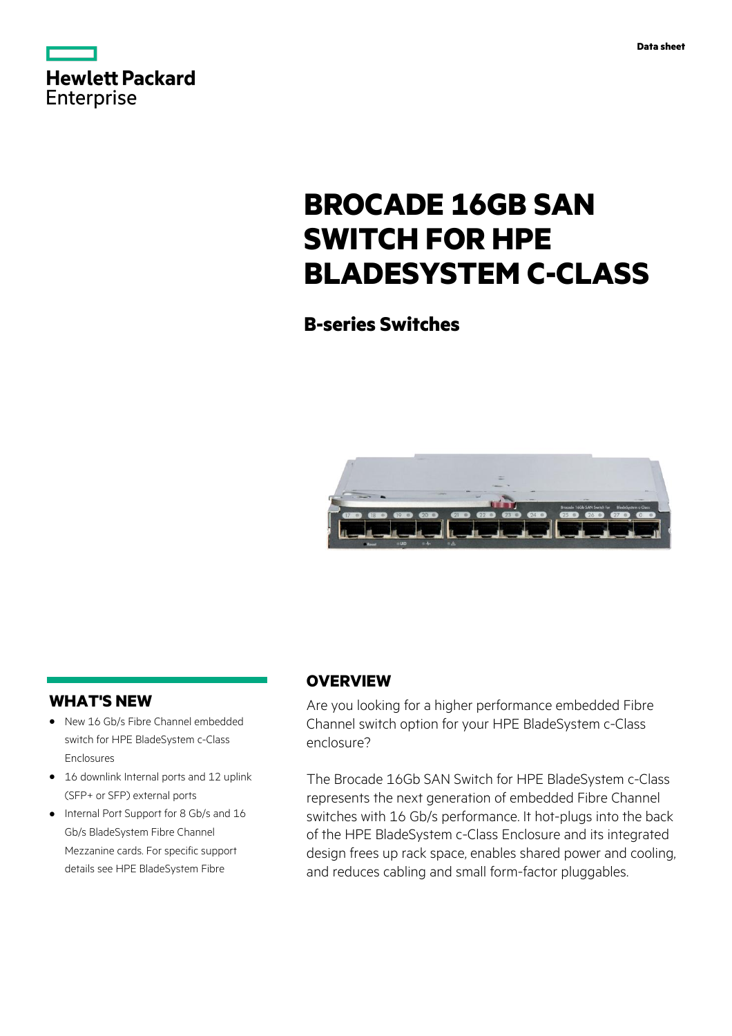Data sheet

# BROCADE 16GB SAN SWITCH FOR HPE BLADESYSTEM C-CLASS

## B-series Switches

## OVERVIEW

Are you looking for a higher performance embedded Fibre Channel switch option for your HPE BladeSystem c-Class enclosure?

The Brocade 16Gb SAN Switch for HPE BladeSystem c-Class represents the next generation of embedded Fibre Channel switches with 16 Gb/s performance. It hot-plugs into the back of the HPE BladeSystem c-Class Enclosure and its integrated design frees up rack space, enables shared power and cooling, and reduces cabling and small form-factor pluggables.

## WHAT'S NEW

- New 16 Gb/s Fibre Channel embedded switch for HPE BladeSystem c-Class Enclosures
- 16 downlink Internal ports and 12 uplink (SFP+ or SFP) external ports
- Internal Port Support for 8 Gb/s and 16 Gb/s BladeSystem Fibre Channel Mezzanine cards. For specific support details see HPE BladeSystem Fibre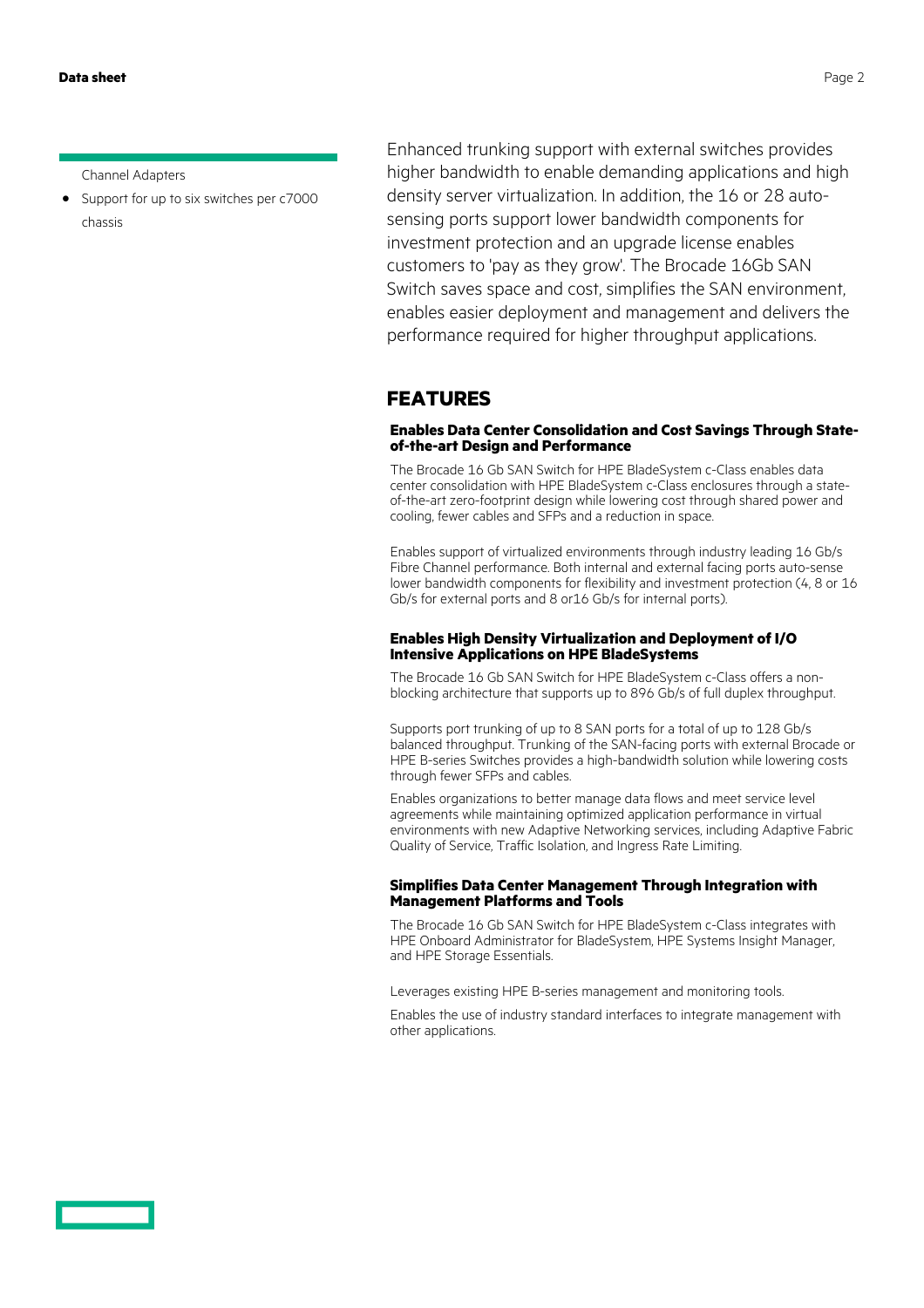Channel Adapters

- Support for up to six switches per c7000 chassis

Enhanced trunking support with external switches provides higher bandwidth to enable demanding applications and high density server virtualization. In addition, the 16 or 28 auto-sensing ports support lower bandwidth components for investment protection and an upgrade license enables customers to 'pay as they grow'. The Brocade 16Gb SAN Switch saves space and cost, simplifies the SAN environment, enables easier deployment and management and delivers the performance required for higher throughput applications.

## FEATURES

### Enables Data Center Consolidation and Cost Savings Through State-of-the-art Design and Performance

The Brocade 16 Gb SAN Switch for HPE BladeSystem c-Class enables data center consolidation with HPE BladeSystem c-Class enclosures through a state-of-the-art zero-footprint design while lowering cost through shared power and cooling, fewer cables and SFPs and a reduction in space.

Enables support of virtualized environments through industry leading 16 Gb/s Fibre Channel performance. Both internal and external facing ports auto-sense lower bandwidth components for flexibility and investment protection (4, 8 or 16 Gb/s for external ports and 8 or16 Gb/s for internal ports).

### Enables High Density Virtualization and Deployment of I/O Intensive Applications on HPE BladeSystems

The Brocade 16 Gb SAN Switch for HPE BladeSystem c-Class offers a non-blocking architecture that supports up to 896 Gb/s of full duplex throughput.

Supports port trunking of up to 8 SAN ports for a total of up to 128 Gb/s balanced throughput. Trunking of the SAN-facing ports with external Brocade or HPE B-series Switches provides a high-bandwidth solution while lowering costs through fewer SFPs and cables.

Enables organizations to better manage data flows and meet service level agreements while maintaining optimized application performance in virtual environments with new Adaptive Networking services, including Adaptive Fabric Quality of Service, Traffic Isolation, and Ingress Rate Limiting.

### Simplifies Data Center Management Through Integration with Management Platforms and Tools

The Brocade 16 Gb SAN Switch for HPE BladeSystem c-Class integrates with HPE Onboard Administrator for BladeSystem, HPE Systems Insight Manager, and HPE Storage Essentials.

Leverages existing HPE B-series management and monitoring tools.

Enables the use of industry standard interfaces to integrate management with other applications.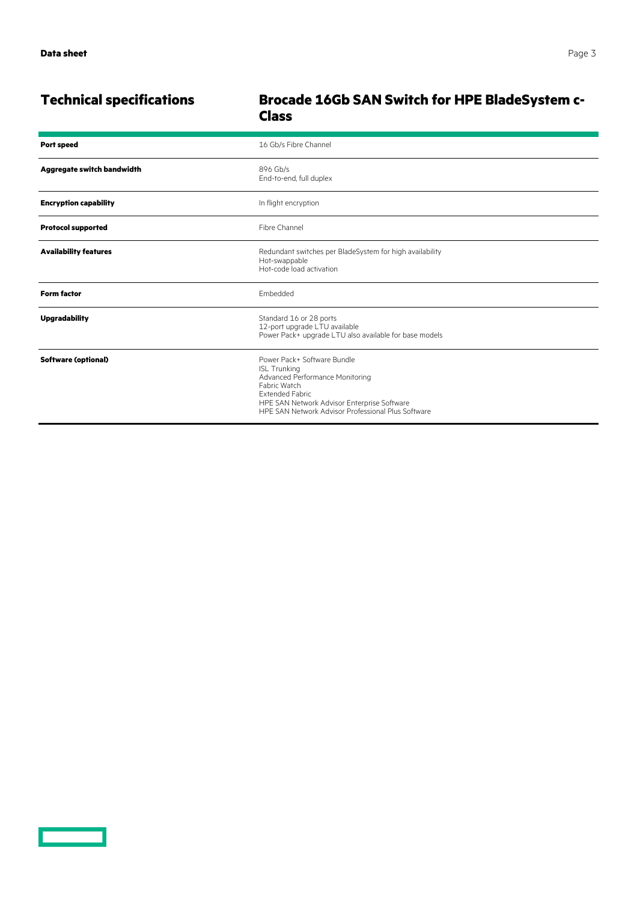## Technical specifications

### Brocade 16Gb SAN Switch for HPE BladeSystem c-Class

| | |
|---|---|
| **Port speed** | 16 Gb/s Fibre Channel |
| **Aggregate switch bandwidth** | 896 Gb/s<br>End-to-end, full duplex |
| **Encryption capability** | In flight encryption |
| **Protocol supported** | Fibre Channel |
| **Availability features** | Redundant switches per BladeSystem for high availability<br>Hot-swappable<br>Hot-code load activation |
| **Form factor** | Embedded |
| **Upgradability** | Standard 16 or 28 ports<br>12-port upgrade LTU available<br>Power Pack+ upgrade LTU also available for base models |
| **Software (optional)** | Power Pack+ Software Bundle<br>ISL Trunking<br>Advanced Performance Monitoring<br>Fabric Watch<br>Extended Fabric<br>HPE SAN Network Advisor Enterprise Software<br>HPE SAN Network Advisor Professional Plus Software |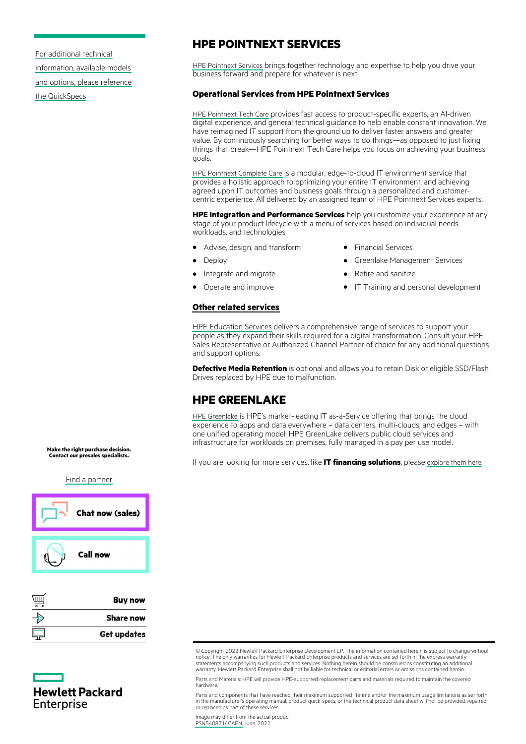For additional technical information, available models and options, please reference the QuickSpecs

## HPE POINTNEXT SERVICES

HPE Pointnext Services brings together technology and expertise to help you drive your business forward and prepare for whatever is next.

### Operational Services from HPE Pointnext Services

HPE Pointnext Tech Care provides fast access to product-specific experts, an AI-driven digital experience, and general technical guidance to help enable constant innovation. We have reimagined IT support from the ground up to deliver faster answers and greater value. By continuously searching for better ways to do things—as opposed to just fixing things that break—HPE Pointnext Tech Care helps you focus on achieving your business goals.

HPE Pointnext Complete Care is a modular, edge-to-cloud IT environment service that provides a holistic approach to optimizing your entire IT environment, and achieving agreed upon IT outcomes and business goals through a personalized and customer-centric experience. All delivered by an assigned team of HPE Pointnext Services experts.

**HPE Integration and Performance Services** help you customize your experience at any stage of your product lifecycle with a menu of services based on individual needs, workloads, and technologies.

- Advise, design, and transform
- Deploy
- Integrate and migrate
- Operate and improve
- Financial Services
- Greenlake Management Services
- Retire and sanitize
- IT Training and personal development

### Other related services

HPE Education Services delivers a comprehensive range of services to support your people as they expand their skills required for a digital transformation. Consult your HPE Sales Representative or Authorized Channel Partner of choice for any additional questions and support options.

**Defective Media Retention** is optional and allows you to retain Disk or eligible SSD/Flash Drives replaced by HPE due to malfunction.

## HPE GREENLAKE

HPE Greenlake is HPE's market-leading IT as-a-Service offering that brings the cloud experience to apps and data everywhere – data centers, multi-clouds, and edges – with one unified operating model. HPE GreenLake delivers public cloud services and infrastructure for workloads on premises, fully managed in a pay per use model.

If you are looking for more services, like **IT financing solutions**, please explore them here.

**Make the right purchase decision. Contact our presales specialists.**

Find a partner

**Chat now (sales)**

**Call now**

**Buy now**

**Share now**

**Get updates**

Hewlett Packard Enterprise

© Copyright 2022 Hewlett Packard Enterprise Development LP. The information contained herein is subject to change without notice. The only warranties for Hewlett Packard Enterprise products and services are set forth in the express warranty statements accompanying such products and services. Nothing herein should be construed as constituting an additional warranty. Hewlett Packard Enterprise shall not be liable for technical or editorial errors or omissions contained herein.

Parts and Materials: HPE will provide HPE-supported replacement parts and materials required to maintain the covered hardware.

Parts and components that have reached their maximum supported lifetime and/or the maximum usage limitations as set forth in the manufacturer's operating manual, product quick-specs, or the technical product data sheet will not be provided, repaired, or replaced as part of these services.

Image may differ from the actual product

PSN5408714CAEN, June, 2022.